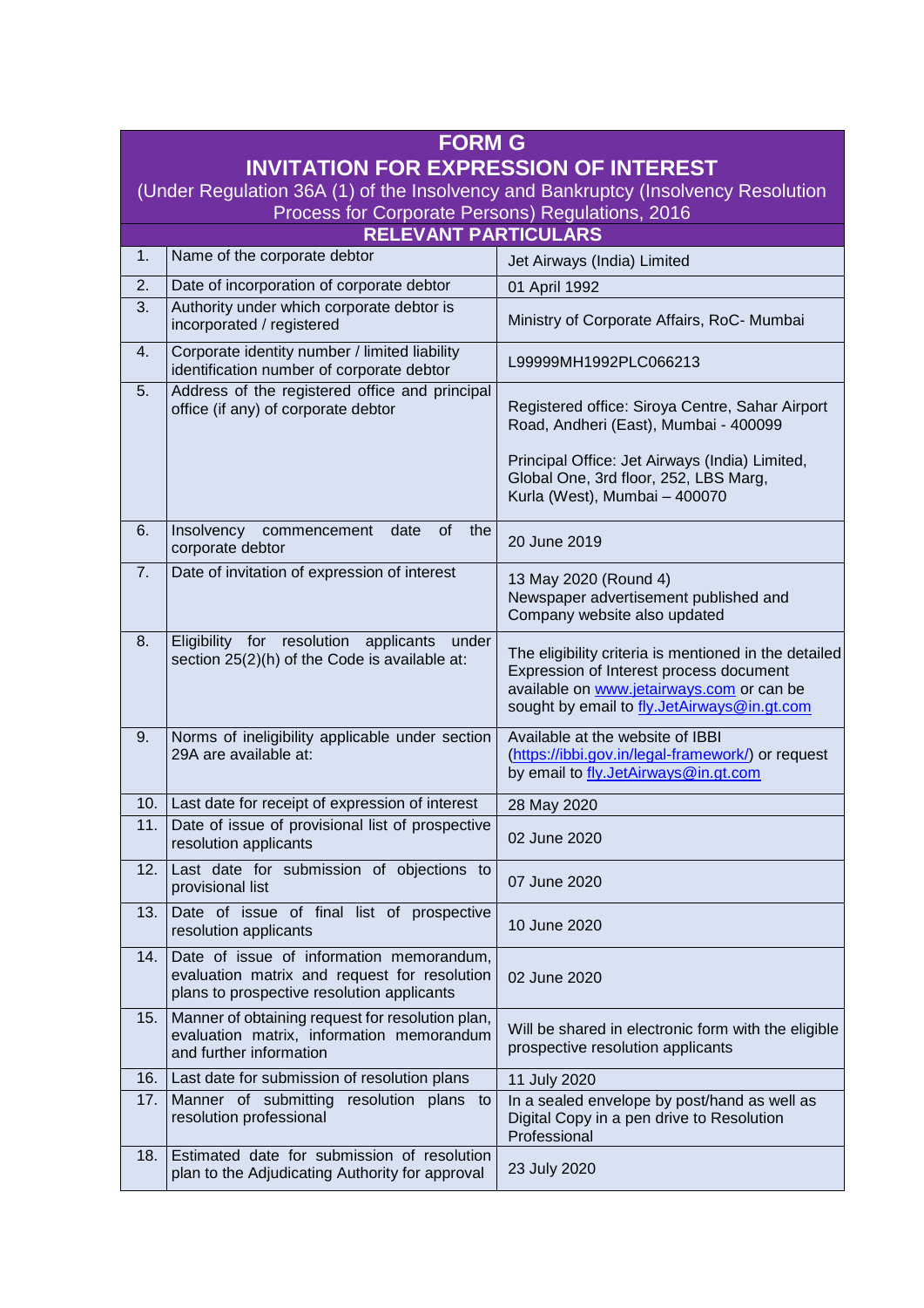# FORM G

## INVITATION FOR EXPRESSION OF INTEREST

(Under Regulation 36A (1) of the Insolvency and Bankruptcy (Insolvency Resolution Process for Corporate Persons) Regulations, 2016

### RELEVANT PARTICULARS

| | | |
|---|---|---|
| 1. | Name of the corporate debtor | Jet Airways (India) Limited |
| 2. | Date of incorporation of corporate debtor | 01 April 1992 |
| 3. | Authority under which corporate debtor is incorporated / registered | Ministry of Corporate Affairs, RoC- Mumbai |
| 4. | Corporate identity number / limited liability identification number of corporate debtor | L99999MH1992PLC066213 |
| 5. | Address of the registered office and principal office (if any) of corporate debtor | Registered office: Siroya Centre, Sahar Airport Road, Andheri (East), Mumbai - 400099<br><br>Principal Office: Jet Airways (India) Limited, Global One, 3rd floor, 252, LBS Marg, Kurla (West), Mumbai – 400070 |
| 6. | Insolvency commencement date of the corporate debtor | 20 June 2019 |
| 7. | Date of invitation of expression of interest | 13 May 2020 (Round 4)<br>Newspaper advertisement published and Company website also updated |
| 8. | Eligibility for resolution applicants under section 25(2)(h) of the Code is available at: | The eligibility criteria is mentioned in the detailed Expression of Interest process document available on www.jetairways.com or can be sought by email to fly.JetAirways@in.gt.com |
| 9. | Norms of ineligibility applicable under section 29A are available at: | Available at the website of IBBI (https://ibbi.gov.in/legal-framework/) or request by email to fly.JetAirways@in.gt.com |
| 10. | Last date for receipt of expression of interest | 28 May 2020 |
| 11. | Date of issue of provisional list of prospective resolution applicants | 02 June 2020 |
| 12. | Last date for submission of objections to provisional list | 07 June 2020 |
| 13. | Date of issue of final list of prospective resolution applicants | 10 June 2020 |
| 14. | Date of issue of information memorandum, evaluation matrix and request for resolution plans to prospective resolution applicants | 02 June 2020 |
| 15. | Manner of obtaining request for resolution plan, evaluation matrix, information memorandum and further information | Will be shared in electronic form with the eligible prospective resolution applicants |
| 16. | Last date for submission of resolution plans | 11 July 2020 |
| 17. | Manner of submitting resolution plans to resolution professional | In a sealed envelope by post/hand as well as Digital Copy in a pen drive to Resolution Professional |
| 18. | Estimated date for submission of resolution plan to the Adjudicating Authority for approval | 23 July 2020 |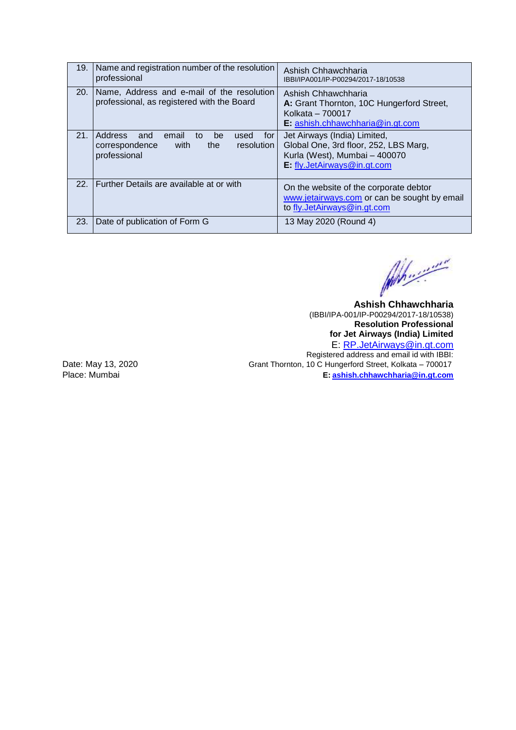| | | |
|---|---|---|
| 19. | Name and registration number of the resolution professional | Ashish Chhawchharia<br>IBBI/IPA001/IP-P00294/2017-18/10538 |
| 20. | Name, Address and e-mail of the resolution professional, as registered with the Board | Ashish Chhawchharia<br>**A:** Grant Thornton, 10C Hungerford Street, Kolkata – 700017<br>**E:** ashish.chhawchharia@in.gt.com |
| 21. | Address and email to be used for correspondence with the resolution professional | Jet Airways (India) Limited,<br>Global One, 3rd floor, 252, LBS Marg, Kurla (West), Mumbai – 400070<br>**E:** fly.JetAirways@in.gt.com |
| 22. | Further Details are available at or with | On the website of the corporate debtor www.jetairways.com or can be sought by email to fly.JetAirways@in.gt.com |
| 23. | Date of publication of Form G | 13 May 2020 (Round 4) |

**Ashish Chhawchharia**
(IBBI/IPA-001/IP-P00294/2017-18/10538)
**Resolution Professional**
**for Jet Airways (India) Limited**
E: RP.JetAirways@in.gt.com
Registered address and email id with IBBI:
Grant Thornton, 10 C Hungerford Street, Kolkata – 700017
**E: ashish.chhawchharia@in.gt.com**

Date: May 13, 2020
Place: Mumbai